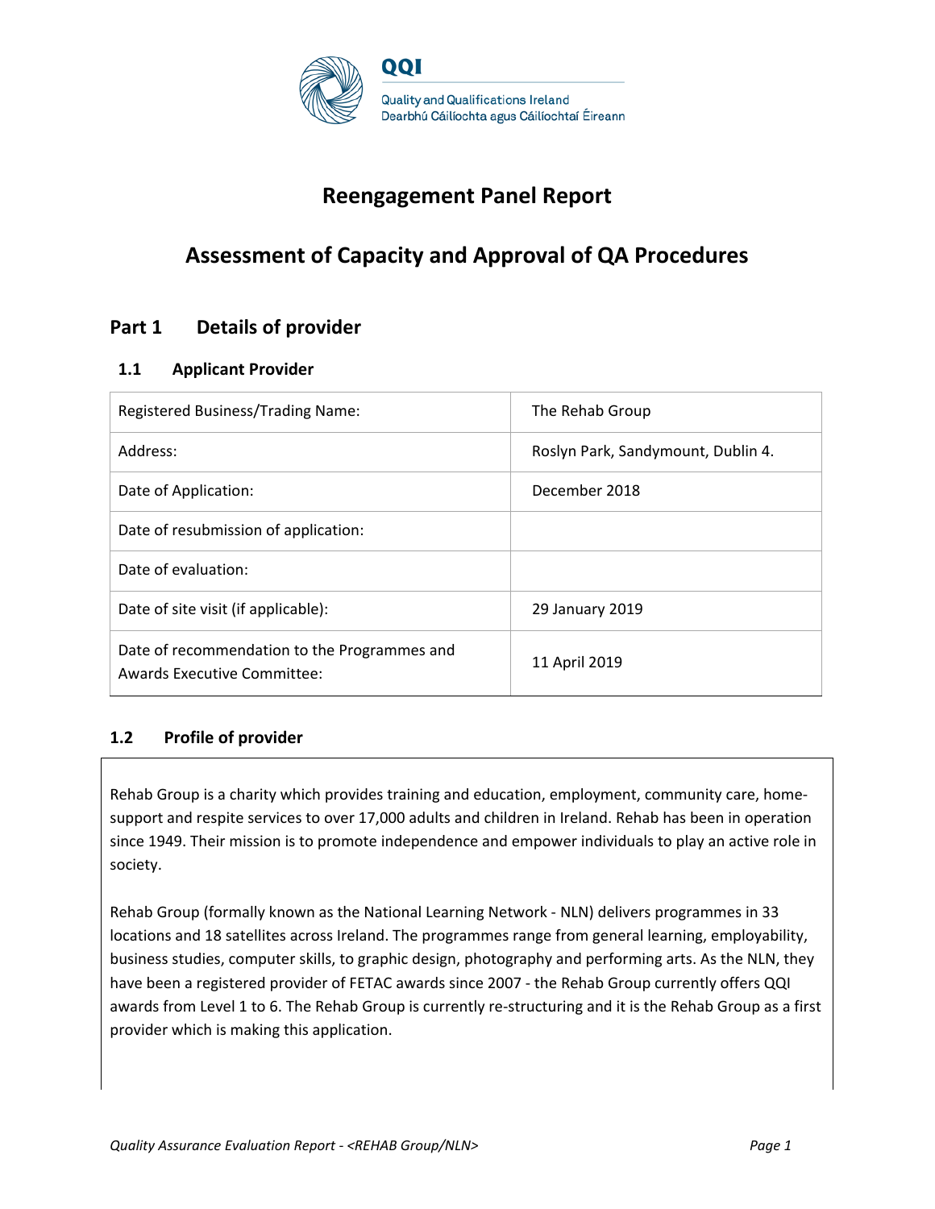QQI

Quality and Qualifications Ireland
Dearbhú Cáilíochta agus Cáilíochtaí Éireann

# Reengagement Panel Report

# Assessment of Capacity and Approval of QA Procedures

## Part 1 Details of provider

### 1.1 Applicant Provider

| | |
|---|---|
| Registered Business/Trading Name: | The Rehab Group |
| Address: | Roslyn Park, Sandymount, Dublin 4. |
| Date of Application: | December 2018 |
| Date of resubmission of application: | |
| Date of evaluation: | |
| Date of site visit (if applicable): | 29 January 2019 |
| Date of recommendation to the Programmes and Awards Executive Committee: | 11 April 2019 |

### 1.2 Profile of provider

Rehab Group is a charity which provides training and education, employment, community care, home-support and respite services to over 17,000 adults and children in Ireland. Rehab has been in operation since 1949. Their mission is to promote independence and empower individuals to play an active role in society.

Rehab Group (formally known as the National Learning Network - NLN) delivers programmes in 33 locations and 18 satellites across Ireland. The programmes range from general learning, employability, business studies, computer skills, to graphic design, photography and performing arts. As the NLN, they have been a registered provider of FETAC awards since 2007 - the Rehab Group currently offers QQI awards from Level 1 to 6. The Rehab Group is currently re-structuring and it is the Rehab Group as a first provider which is making this application.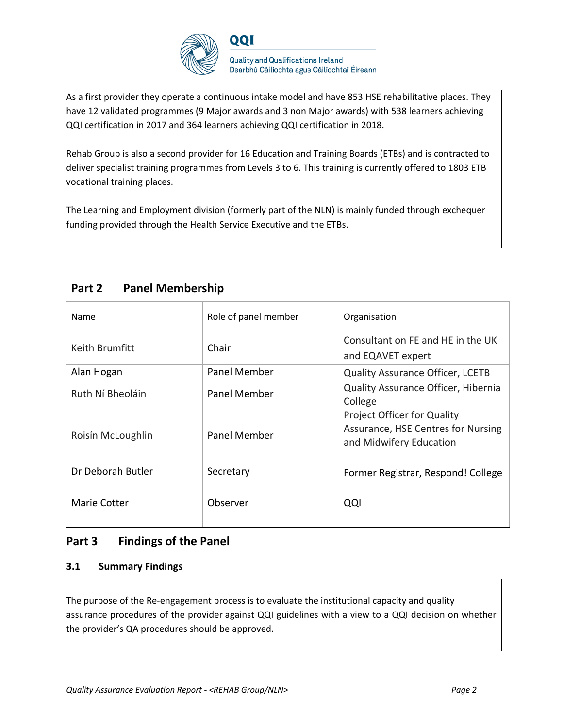As a first provider they operate a continuous intake model and have 853 HSE rehabilitative places. They have 12 validated programmes (9 Major awards and 3 non Major awards) with 538 learners achieving QQI certification in 2017 and 364 learners achieving QQI certification in 2018.

Rehab Group is also a second provider for 16 Education and Training Boards (ETBs) and is contracted to deliver specialist training programmes from Levels 3 to 6. This training is currently offered to 1803 ETB vocational training places.

The Learning and Employment division (formerly part of the NLN) is mainly funded through exchequer funding provided through the Health Service Executive and the ETBs.

## Part 2 Panel Membership

| Name | Role of panel member | Organisation |
|---|---|---|
| Keith Brumfitt | Chair | Consultant on FE and HE in the UK and EQAVET expert |
| Alan Hogan | Panel Member | Quality Assurance Officer, LCETB |
| Ruth Ní Bheoláin | Panel Member | Quality Assurance Officer, Hibernia College |
| Roisín McLoughlin | Panel Member | Project Officer for Quality Assurance, HSE Centres for Nursing and Midwifery Education |
| Dr Deborah Butler | Secretary | Former Registrar, Respond! College |
| Marie Cotter | Observer | QQI |

## Part 3 Findings of the Panel

### 3.1 Summary Findings

The purpose of the Re-engagement process is to evaluate the institutional capacity and quality assurance procedures of the provider against QQI guidelines with a view to a QQI decision on whether the provider's QA procedures should be approved.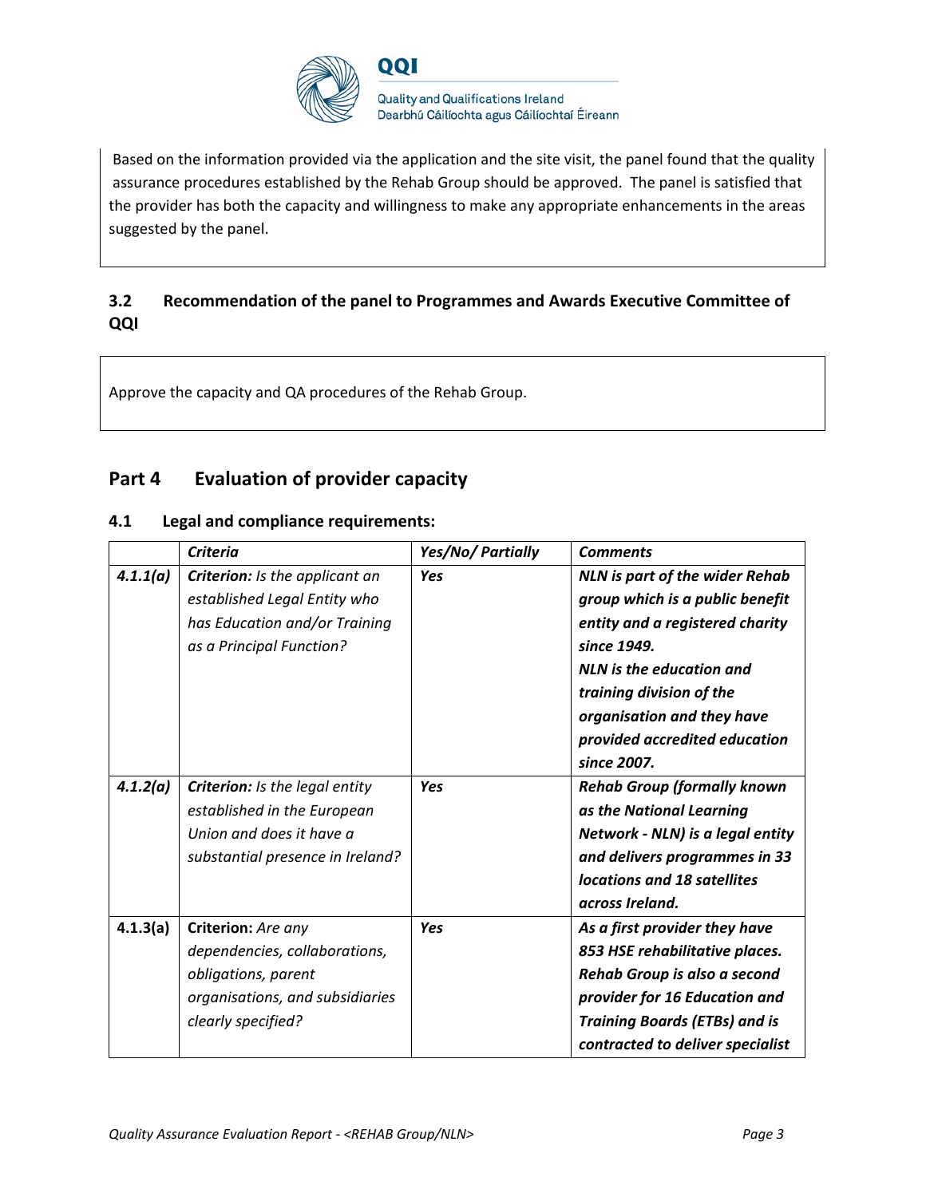Based on the information provided via the application and the site visit, the panel found that the quality assurance procedures established by the Rehab Group should be approved. The panel is satisfied that the provider has both the capacity and willingness to make any appropriate enhancements in the areas suggested by the panel.

### 3.2 Recommendation of the panel to Programmes and Awards Executive Committee of QQI

Approve the capacity and QA procedures of the Rehab Group.

## Part 4 Evaluation of provider capacity

### 4.1 Legal and compliance requirements:

| | *Criteria* | *Yes/No/ Partially* | *Comments* |
|---|---|---|---|
| ***4.1.1(a)*** | ***Criterion:*** *Is the applicant an established Legal Entity who has Education and/or Training as a Principal Function?* | ***Yes*** | ***NLN is part of the wider Rehab group which is a public benefit entity and a registered charity since 1949. NLN is the education and training division of the organisation and they have provided accredited education since 2007.*** |
| ***4.1.2(a)*** | ***Criterion:*** *Is the legal entity established in the European Union and does it have a substantial presence in Ireland?* | ***Yes*** | ***Rehab Group (formally known as the National Learning Network - NLN) is a legal entity and delivers programmes in 33 locations and 18 satellites across Ireland.*** |
| **4.1.3(a)** | **Criterion:** *Are any dependencies, collaborations, obligations, parent organisations, and subsidiaries clearly specified?* | ***Yes*** | ***As a first provider they have 853 HSE rehabilitative places. Rehab Group is also a second provider for 16 Education and Training Boards (ETBs) and is contracted to deliver specialist*** |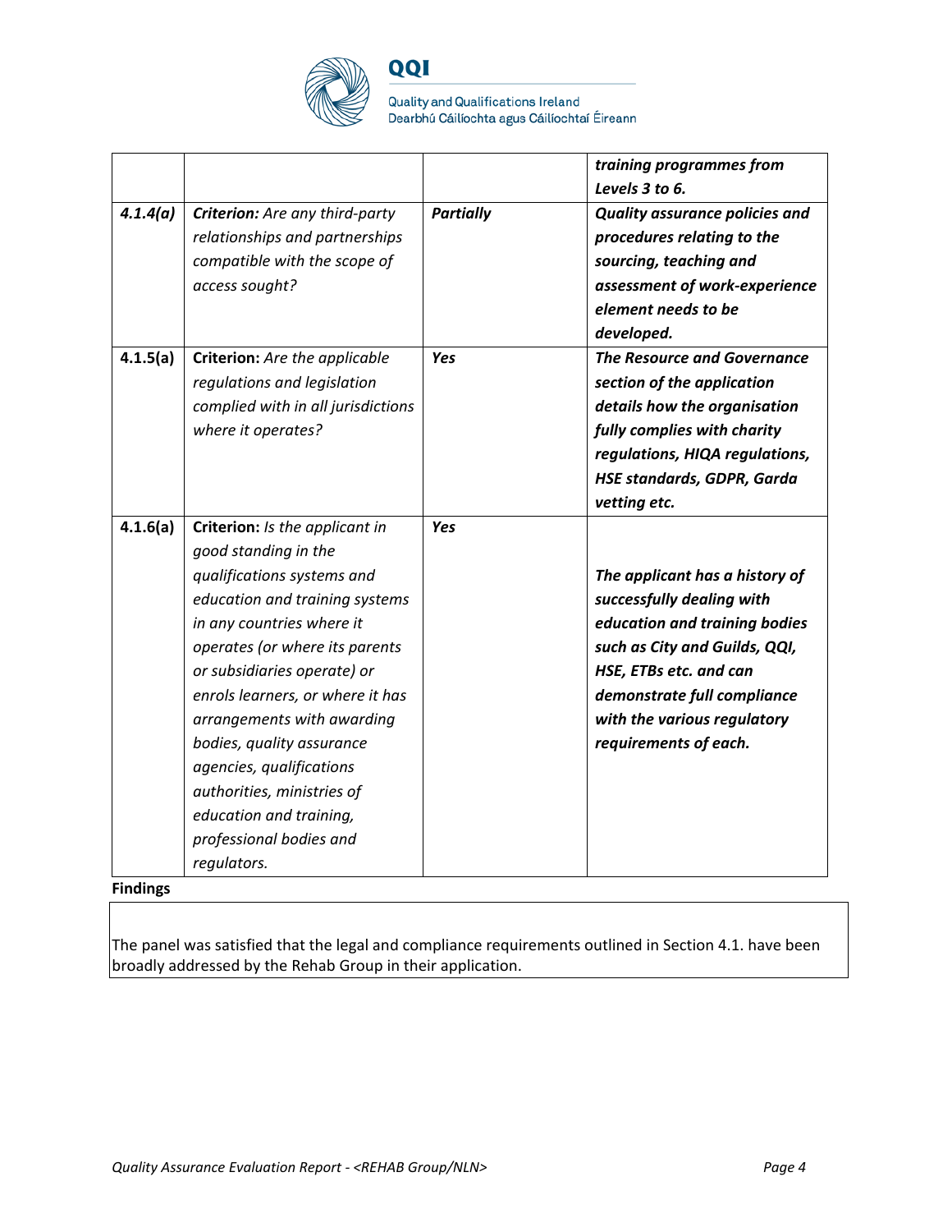| | | | ***training programmes from Levels 3 to 6.*** |
|---|---|---|---|
| ***4.1.4(a)*** | ***Criterion:*** *Are any third-party relationships and partnerships compatible with the scope of access sought?* | ***Partially*** | ***Quality assurance policies and procedures relating to the sourcing, teaching and assessment of work-experience element needs to be developed.*** |
| **4.1.5(a)** | **Criterion:** *Are the applicable regulations and legislation complied with in all jurisdictions where it operates?* | ***Yes*** | ***The Resource and Governance section of the application details how the organisation fully complies with charity regulations, HIQA regulations, HSE standards, GDPR, Garda vetting etc.*** |
| **4.1.6(a)** | **Criterion:** *Is the applicant in good standing in the qualifications systems and education and training systems in any countries where it operates (or where its parents or subsidiaries operate) or enrols learners, or where it has arrangements with awarding bodies, quality assurance agencies, qualifications authorities, ministries of education and training, professional bodies and regulators.* | ***Yes*** | ***The applicant has a history of successfully dealing with education and training bodies such as City and Guilds, QQI, HSE, ETBs etc. and can demonstrate full compliance with the various regulatory requirements of each.*** |

**Findings**

The panel was satisfied that the legal and compliance requirements outlined in Section 4.1. have been broadly addressed by the Rehab Group in their application.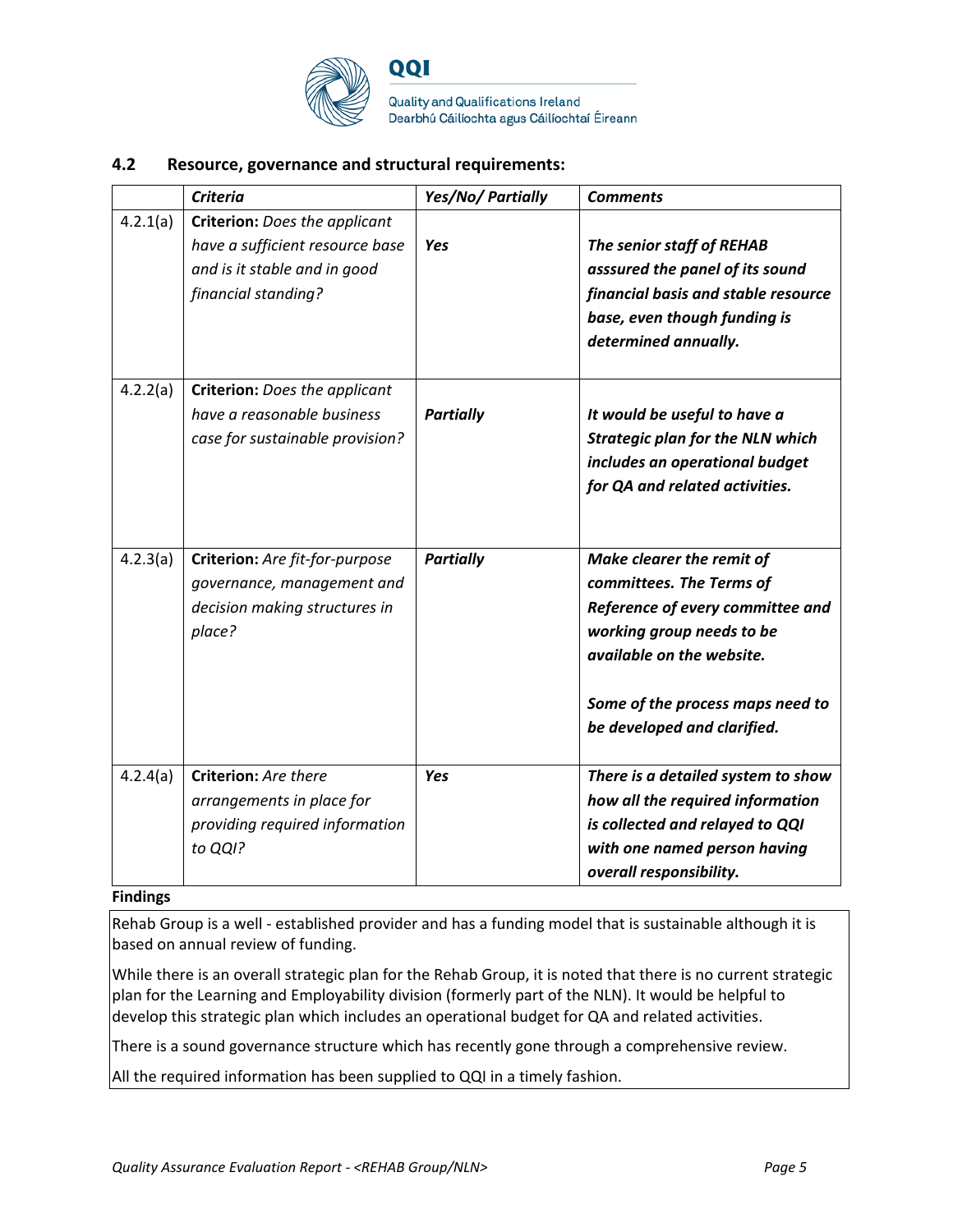## 4.2 Resource, governance and structural requirements:

| | *Criteria* | *Yes/No/ Partially* | *Comments* |
|---|---|---|---|
| 4.2.1(a) | **Criterion:** *Does the applicant have a sufficient resource base and is it stable and in good financial standing?* | ***Yes*** | ***The senior staff of REHAB asssured the panel of its sound financial basis and stable resource base, even though funding is determined annually.*** |
| 4.2.2(a) | **Criterion:** *Does the applicant have a reasonable business case for sustainable provision?* | ***Partially*** | ***It would be useful to have a Strategic plan for the NLN which includes an operational budget for QA and related activities.*** |
| 4.2.3(a) | **Criterion:** *Are fit-for-purpose governance, management and decision making structures in place?* | ***Partially*** | ***Make clearer the remit of committees. The Terms of Reference of every committee and working group needs to be available on the website.*** <br><br> ***Some of the process maps need to be developed and clarified.*** |
| 4.2.4(a) | **Criterion:** *Are there arrangements in place for providing required information to QQI?* | ***Yes*** | ***There is a detailed system to show how all the required information is collected and relayed to QQI with one named person having overall responsibility.*** |

**Findings**

Rehab Group is a well - established provider and has a funding model that is sustainable although it is based on annual review of funding.

While there is an overall strategic plan for the Rehab Group, it is noted that there is no current strategic plan for the Learning and Employability division (formerly part of the NLN). It would be helpful to develop this strategic plan which includes an operational budget for QA and related activities.

There is a sound governance structure which has recently gone through a comprehensive review.

All the required information has been supplied to QQI in a timely fashion.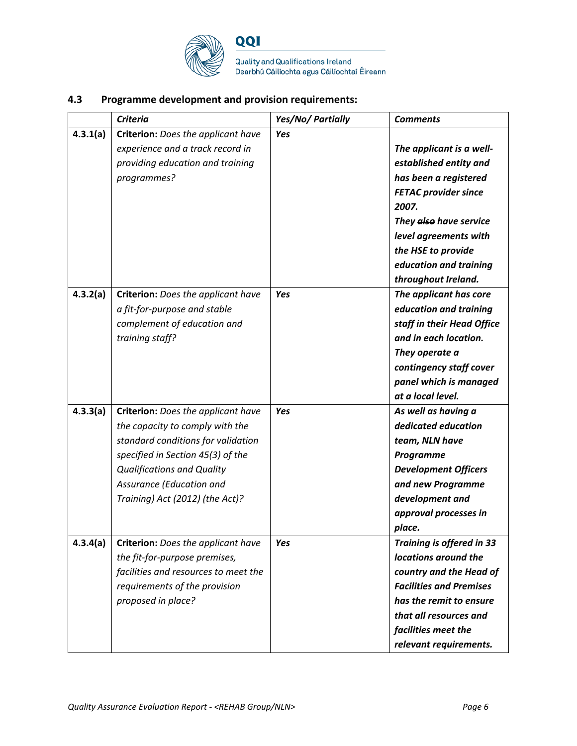### 4.3 Programme development and provision requirements:

| | *Criteria* | *Yes/No/ Partially* | *Comments* |
|---|---|---|---|
| **4.3.1(a)** | **Criterion:** *Does the applicant have experience and a track record in providing education and training programmes?* | ***Yes*** | ***The applicant is a well-established entity and has been a registered FETAC provider since 2007. They ~~also~~ have service level agreements with the HSE to provide education and training throughout Ireland.*** |
| **4.3.2(a)** | **Criterion:** *Does the applicant have a fit-for-purpose and stable complement of education and training staff?* | ***Yes*** | ***The applicant has core education and training staff in their Head Office and in each location. They operate a contingency staff cover panel which is managed at a local level.*** |
| **4.3.3(a)** | **Criterion:** *Does the applicant have the capacity to comply with the standard conditions for validation specified in Section 45(3) of the Qualifications and Quality Assurance (Education and Training) Act (2012) (the Act)?* | ***Yes*** | ***As well as having a dedicated education team, NLN have Programme Development Officers and new Programme development and approval processes in place.*** |
| **4.3.4(a)** | **Criterion:** *Does the applicant have the fit-for-purpose premises, facilities and resources to meet the requirements of the provision proposed in place?* | ***Yes*** | ***Training is offered in 33 locations around the country and the Head of Facilities and Premises has the remit to ensure that all resources and facilities meet the relevant requirements.*** |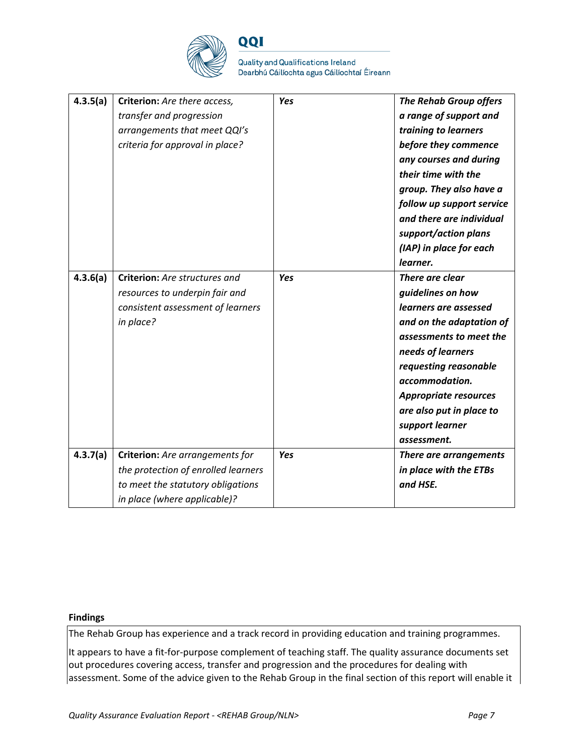| | | | |
|---|---|---|---|
| **4.3.5(a)** | **Criterion:** *Are there access, transfer and progression arrangements that meet QQI's criteria for approval in place?* | ***Yes*** | ***The Rehab Group offers a range of support and training to learners before they commence any courses and during their time with the group. They also have a follow up support service and there are individual support/action plans (IAP) in place for each learner.*** |
| **4.3.6(a)** | **Criterion:** *Are structures and resources to underpin fair and consistent assessment of learners in place?* | ***Yes*** | ***There are clear guidelines on how learners are assessed and on the adaptation of assessments to meet the needs of learners requesting reasonable accommodation. Appropriate resources are also put in place to support learner assessment.*** |
| **4.3.7(a)** | **Criterion:** *Are arrangements for the protection of enrolled learners to meet the statutory obligations in place (where applicable)?* | ***Yes*** | ***There are arrangements in place with the ETBs and HSE.*** |

**Findings**

The Rehab Group has experience and a track record in providing education and training programmes.

It appears to have a fit-for-purpose complement of teaching staff. The quality assurance documents set out procedures covering access, transfer and progression and the procedures for dealing with assessment. Some of the advice given to the Rehab Group in the final section of this report will enable it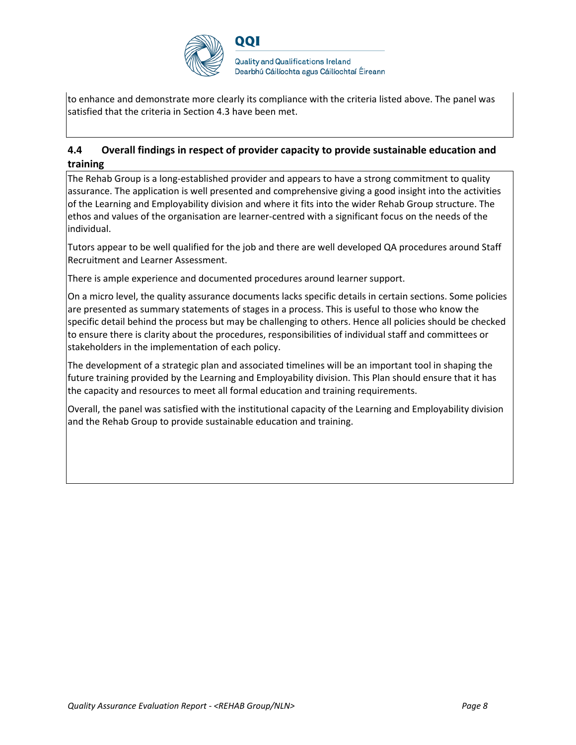to enhance and demonstrate more clearly its compliance with the criteria listed above. The panel was satisfied that the criteria in Section 4.3 have been met.

### 4.4 Overall findings in respect of provider capacity to provide sustainable education and training

The Rehab Group is a long-established provider and appears to have a strong commitment to quality assurance. The application is well presented and comprehensive giving a good insight into the activities of the Learning and Employability division and where it fits into the wider Rehab Group structure. The ethos and values of the organisation are learner-centred with a significant focus on the needs of the individual.

Tutors appear to be well qualified for the job and there are well developed QA procedures around Staff Recruitment and Learner Assessment.

There is ample experience and documented procedures around learner support.

On a micro level, the quality assurance documents lacks specific details in certain sections. Some policies are presented as summary statements of stages in a process. This is useful to those who know the specific detail behind the process but may be challenging to others. Hence all policies should be checked to ensure there is clarity about the procedures, responsibilities of individual staff and committees or stakeholders in the implementation of each policy.

The development of a strategic plan and associated timelines will be an important tool in shaping the future training provided by the Learning and Employability division. This Plan should ensure that it has the capacity and resources to meet all formal education and training requirements.

Overall, the panel was satisfied with the institutional capacity of the Learning and Employability division and the Rehab Group to provide sustainable education and training.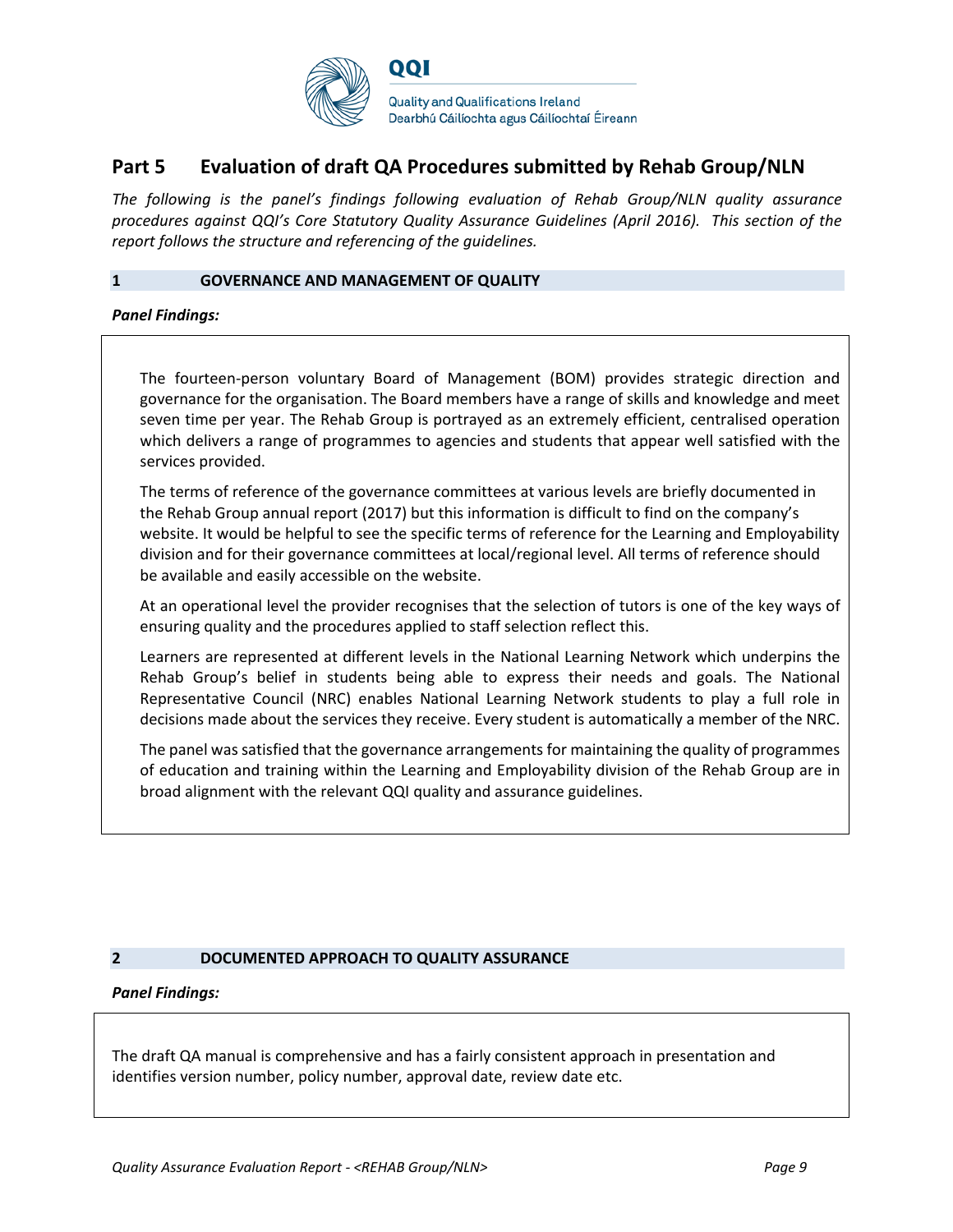## Part 5 Evaluation of draft QA Procedures submitted by Rehab Group/NLN

*The following is the panel's findings following evaluation of Rehab Group/NLN quality assurance procedures against QQI's Core Statutory Quality Assurance Guidelines (April 2016). This section of the report follows the structure and referencing of the guidelines.*

### 1 GOVERNANCE AND MANAGEMENT OF QUALITY

***Panel Findings:***

The fourteen-person voluntary Board of Management (BOM) provides strategic direction and governance for the organisation. The Board members have a range of skills and knowledge and meet seven time per year. The Rehab Group is portrayed as an extremely efficient, centralised operation which delivers a range of programmes to agencies and students that appear well satisfied with the services provided.

The terms of reference of the governance committees at various levels are briefly documented in the Rehab Group annual report (2017) but this information is difficult to find on the company's website. It would be helpful to see the specific terms of reference for the Learning and Employability division and for their governance committees at local/regional level. All terms of reference should be available and easily accessible on the website.

At an operational level the provider recognises that the selection of tutors is one of the key ways of ensuring quality and the procedures applied to staff selection reflect this.

Learners are represented at different levels in the National Learning Network which underpins the Rehab Group's belief in students being able to express their needs and goals. The National Representative Council (NRC) enables National Learning Network students to play a full role in decisions made about the services they receive. Every student is automatically a member of the NRC.

The panel was satisfied that the governance arrangements for maintaining the quality of programmes of education and training within the Learning and Employability division of the Rehab Group are in broad alignment with the relevant QQI quality and assurance guidelines.

### 2 DOCUMENTED APPROACH TO QUALITY ASSURANCE

***Panel Findings:***

The draft QA manual is comprehensive and has a fairly consistent approach in presentation and identifies version number, policy number, approval date, review date etc.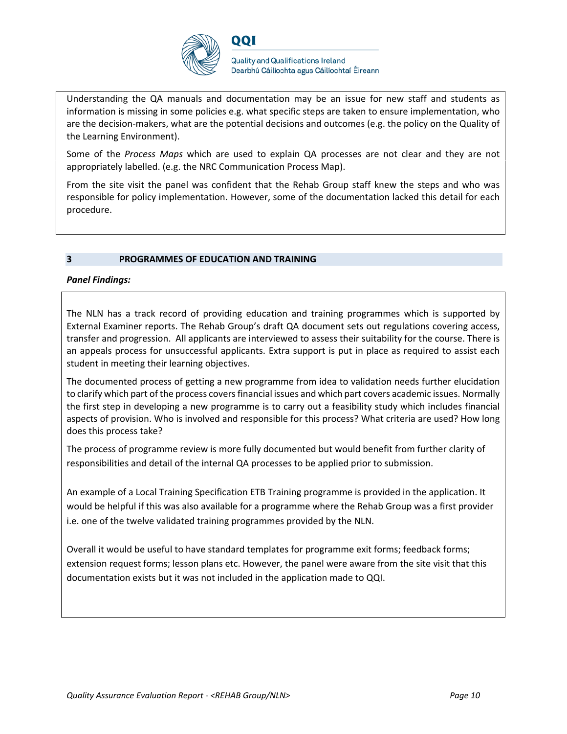Understanding the QA manuals and documentation may be an issue for new staff and students as information is missing in some policies e.g. what specific steps are taken to ensure implementation, who are the decision-makers, what are the potential decisions and outcomes (e.g. the policy on the Quality of the Learning Environment).

Some of the *Process Maps* which are used to explain QA processes are not clear and they are not appropriately labelled. (e.g. the NRC Communication Process Map).

From the site visit the panel was confident that the Rehab Group staff knew the steps and who was responsible for policy implementation. However, some of the documentation lacked this detail for each procedure.

## 3 PROGRAMMES OF EDUCATION AND TRAINING

***Panel Findings:***

The NLN has a track record of providing education and training programmes which is supported by External Examiner reports. The Rehab Group's draft QA document sets out regulations covering access, transfer and progression. All applicants are interviewed to assess their suitability for the course. There is an appeals process for unsuccessful applicants. Extra support is put in place as required to assist each student in meeting their learning objectives.

The documented process of getting a new programme from idea to validation needs further elucidation to clarify which part of the process covers financial issues and which part covers academic issues. Normally the first step in developing a new programme is to carry out a feasibility study which includes financial aspects of provision. Who is involved and responsible for this process? What criteria are used? How long does this process take?

The process of programme review is more fully documented but would benefit from further clarity of responsibilities and detail of the internal QA processes to be applied prior to submission.

An example of a Local Training Specification ETB Training programme is provided in the application. It would be helpful if this was also available for a programme where the Rehab Group was a first provider i.e. one of the twelve validated training programmes provided by the NLN.

Overall it would be useful to have standard templates for programme exit forms; feedback forms; extension request forms; lesson plans etc. However, the panel were aware from the site visit that this documentation exists but it was not included in the application made to QQI.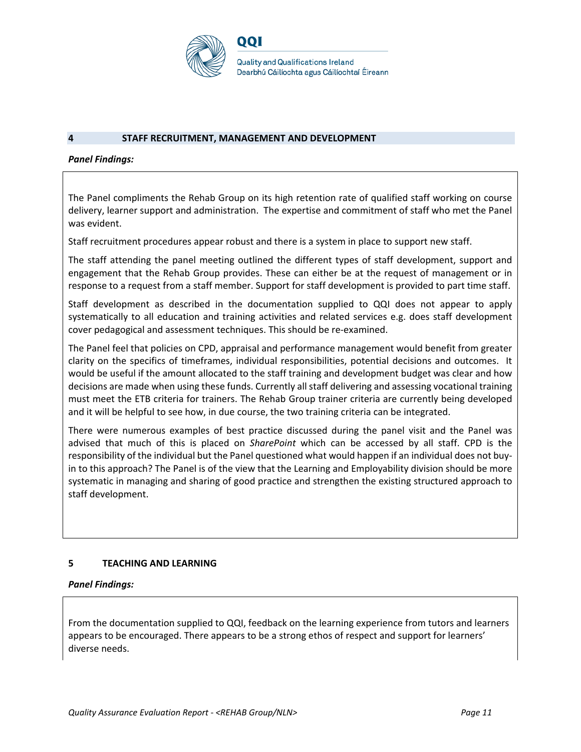## 4 STAFF RECRUITMENT, MANAGEMENT AND DEVELOPMENT

***Panel Findings:***

The Panel compliments the Rehab Group on its high retention rate of qualified staff working on course delivery, learner support and administration. The expertise and commitment of staff who met the Panel was evident.

Staff recruitment procedures appear robust and there is a system in place to support new staff.

The staff attending the panel meeting outlined the different types of staff development, support and engagement that the Rehab Group provides. These can either be at the request of management or in response to a request from a staff member. Support for staff development is provided to part time staff.

Staff development as described in the documentation supplied to QQI does not appear to apply systematically to all education and training activities and related services e.g. does staff development cover pedagogical and assessment techniques. This should be re-examined.

The Panel feel that policies on CPD, appraisal and performance management would benefit from greater clarity on the specifics of timeframes, individual responsibilities, potential decisions and outcomes. It would be useful if the amount allocated to the staff training and development budget was clear and how decisions are made when using these funds. Currently all staff delivering and assessing vocational training must meet the ETB criteria for trainers. The Rehab Group trainer criteria are currently being developed and it will be helpful to see how, in due course, the two training criteria can be integrated.

There were numerous examples of best practice discussed during the panel visit and the Panel was advised that much of this is placed on *SharePoint* which can be accessed by all staff. CPD is the responsibility of the individual but the Panel questioned what would happen if an individual does not buy-in to this approach? The Panel is of the view that the Learning and Employability division should be more systematic in managing and sharing of good practice and strengthen the existing structured approach to staff development.

## 5 TEACHING AND LEARNING

***Panel Findings:***

From the documentation supplied to QQI, feedback on the learning experience from tutors and learners appears to be encouraged. There appears to be a strong ethos of respect and support for learners' diverse needs.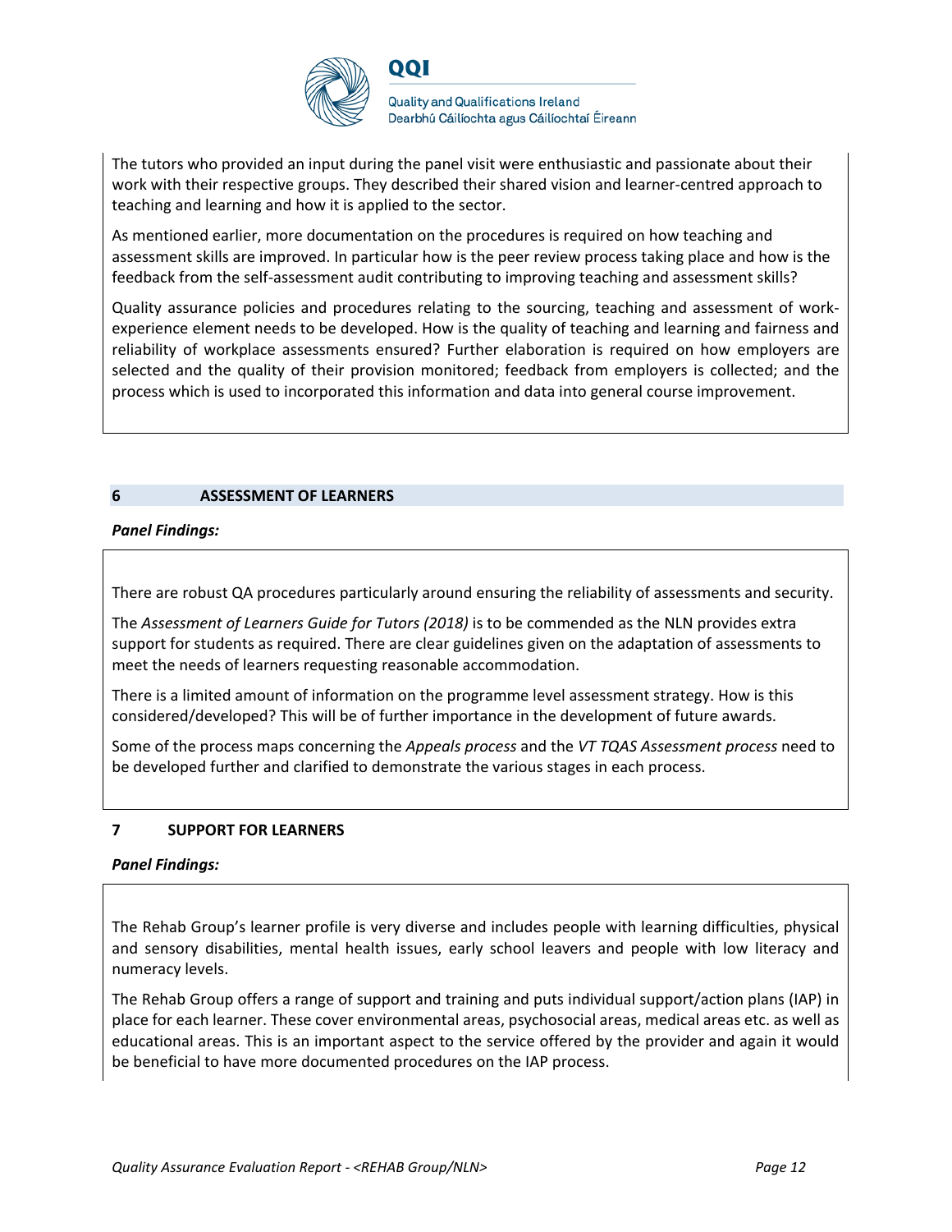The tutors who provided an input during the panel visit were enthusiastic and passionate about their work with their respective groups. They described their shared vision and learner-centred approach to teaching and learning and how it is applied to the sector.

As mentioned earlier, more documentation on the procedures is required on how teaching and assessment skills are improved. In particular how is the peer review process taking place and how is the feedback from the self-assessment audit contributing to improving teaching and assessment skills?

Quality assurance policies and procedures relating to the sourcing, teaching and assessment of work-experience element needs to be developed. How is the quality of teaching and learning and fairness and reliability of workplace assessments ensured? Further elaboration is required on how employers are selected and the quality of their provision monitored; feedback from employers is collected; and the process which is used to incorporated this information and data into general course improvement.

## 6 ASSESSMENT OF LEARNERS

***Panel Findings:***

There are robust QA procedures particularly around ensuring the reliability of assessments and security.

The *Assessment of Learners Guide for Tutors (2018)* is to be commended as the NLN provides extra support for students as required. There are clear guidelines given on the adaptation of assessments to meet the needs of learners requesting reasonable accommodation.

There is a limited amount of information on the programme level assessment strategy. How is this considered/developed? This will be of further importance in the development of future awards.

Some of the process maps concerning the *Appeals process* and the *VT TQAS Assessment process* need to be developed further and clarified to demonstrate the various stages in each process.

## 7 SUPPORT FOR LEARNERS

***Panel Findings:***

The Rehab Group's learner profile is very diverse and includes people with learning difficulties, physical and sensory disabilities, mental health issues, early school leavers and people with low literacy and numeracy levels.

The Rehab Group offers a range of support and training and puts individual support/action plans (IAP) in place for each learner. These cover environmental areas, psychosocial areas, medical areas etc. as well as educational areas. This is an important aspect to the service offered by the provider and again it would be beneficial to have more documented procedures on the IAP process.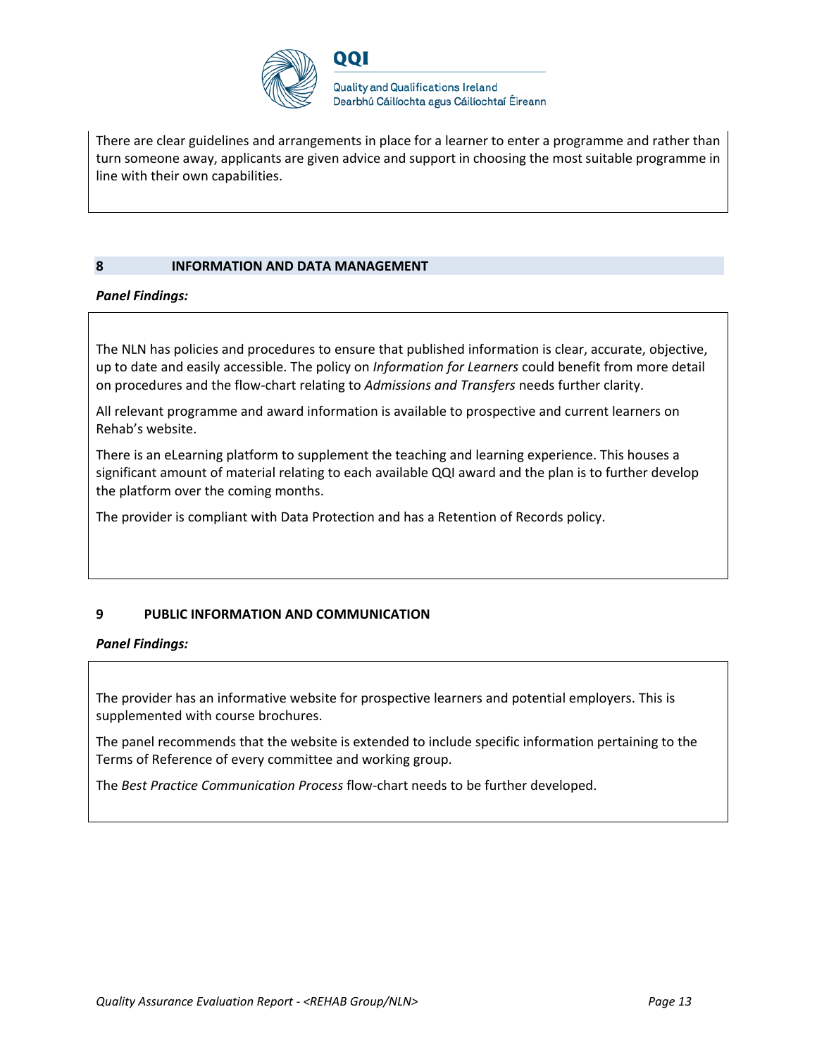There are clear guidelines and arrangements in place for a learner to enter a programme and rather than turn someone away, applicants are given advice and support in choosing the most suitable programme in line with their own capabilities.

## 8 INFORMATION AND DATA MANAGEMENT

***Panel Findings:***

The NLN has policies and procedures to ensure that published information is clear, accurate, objective, up to date and easily accessible. The policy on *Information for Learners* could benefit from more detail on procedures and the flow-chart relating to *Admissions and Transfers* needs further clarity.

All relevant programme and award information is available to prospective and current learners on Rehab's website.

There is an eLearning platform to supplement the teaching and learning experience. This houses a significant amount of material relating to each available QQI award and the plan is to further develop the platform over the coming months.

The provider is compliant with Data Protection and has a Retention of Records policy.

## 9 PUBLIC INFORMATION AND COMMUNICATION

***Panel Findings:***

The provider has an informative website for prospective learners and potential employers. This is supplemented with course brochures.

The panel recommends that the website is extended to include specific information pertaining to the Terms of Reference of every committee and working group.

The *Best Practice Communication Process* flow-chart needs to be further developed.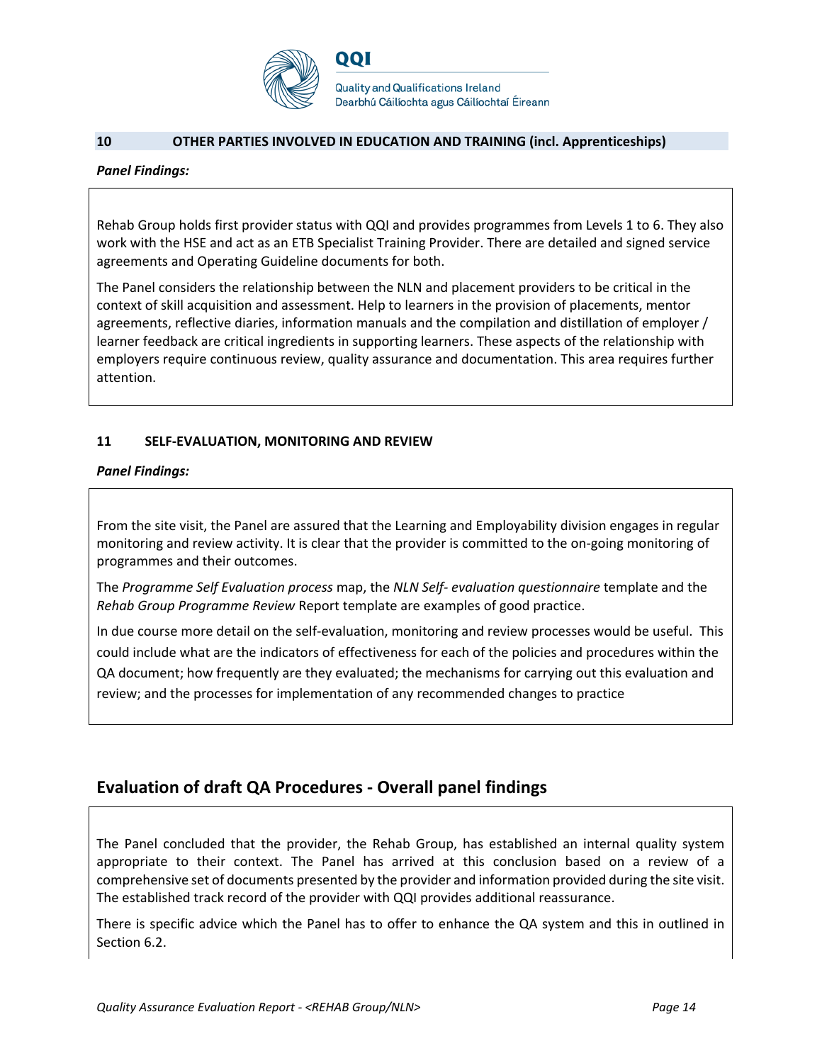## 10 OTHER PARTIES INVOLVED IN EDUCATION AND TRAINING (incl. Apprenticeships)

***Panel Findings:***

Rehab Group holds first provider status with QQI and provides programmes from Levels 1 to 6. They also work with the HSE and act as an ETB Specialist Training Provider. There are detailed and signed service agreements and Operating Guideline documents for both.

The Panel considers the relationship between the NLN and placement providers to be critical in the context of skill acquisition and assessment. Help to learners in the provision of placements, mentor agreements, reflective diaries, information manuals and the compilation and distillation of employer / learner feedback are critical ingredients in supporting learners. These aspects of the relationship with employers require continuous review, quality assurance and documentation. This area requires further attention.

## 11 SELF-EVALUATION, MONITORING AND REVIEW

***Panel Findings:***

From the site visit, the Panel are assured that the Learning and Employability division engages in regular monitoring and review activity. It is clear that the provider is committed to the on-going monitoring of programmes and their outcomes.

The *Programme Self Evaluation process* map, the *NLN Self- evaluation questionnaire* template and the *Rehab Group Programme Review* Report template are examples of good practice.

In due course more detail on the self-evaluation, monitoring and review processes would be useful. This could include what are the indicators of effectiveness for each of the policies and procedures within the QA document; how frequently are they evaluated; the mechanisms for carrying out this evaluation and review; and the processes for implementation of any recommended changes to practice

## Evaluation of draft QA Procedures - Overall panel findings

The Panel concluded that the provider, the Rehab Group, has established an internal quality system appropriate to their context. The Panel has arrived at this conclusion based on a review of a comprehensive set of documents presented by the provider and information provided during the site visit. The established track record of the provider with QQI provides additional reassurance.

There is specific advice which the Panel has to offer to enhance the QA system and this in outlined in Section 6.2.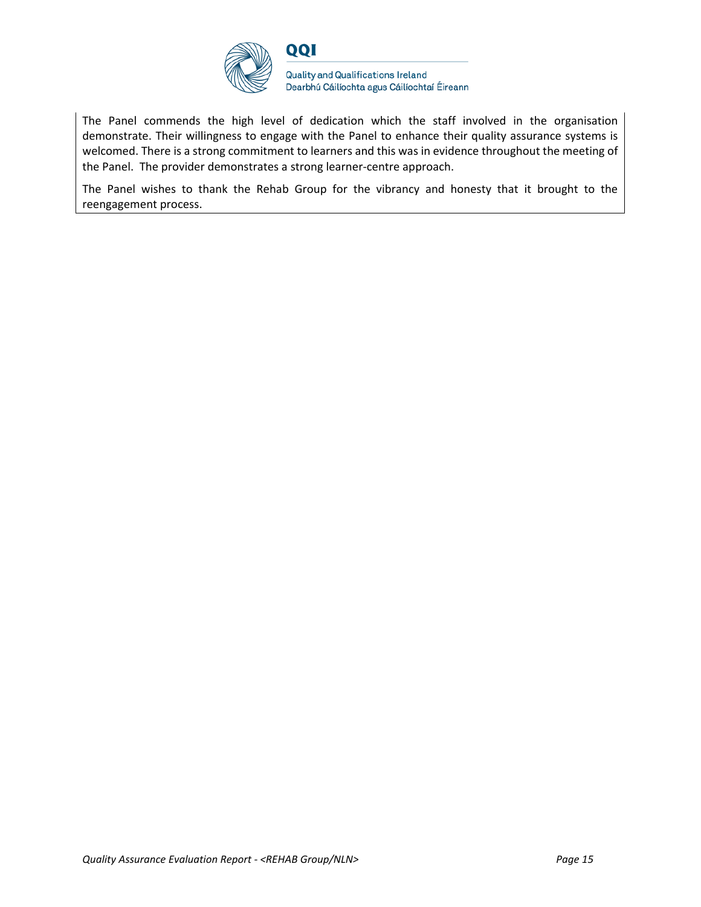The Panel commends the high level of dedication which the staff involved in the organisation demonstrate. Their willingness to engage with the Panel to enhance their quality assurance systems is welcomed. There is a strong commitment to learners and this was in evidence throughout the meeting of the Panel. The provider demonstrates a strong learner-centre approach.

The Panel wishes to thank the Rehab Group for the vibrancy and honesty that it brought to the reengagement process.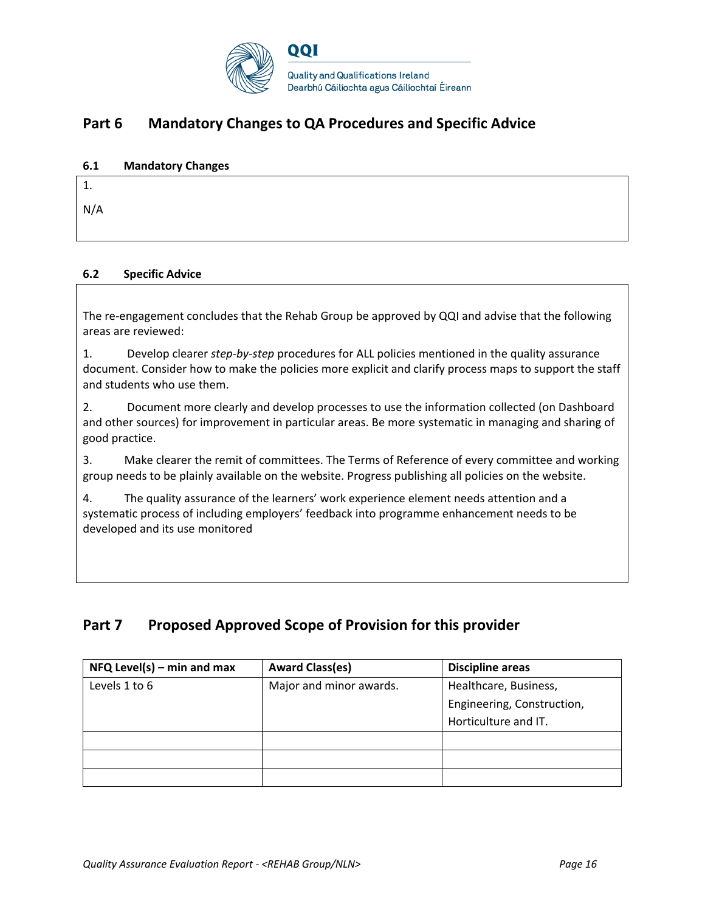## Part 6 Mandatory Changes to QA Procedures and Specific Advice

### 6.1 Mandatory Changes

1.

N/A

### 6.2 Specific Advice

The re-engagement concludes that the Rehab Group be approved by QQI and advise that the following areas are reviewed:

1. Develop clearer *step-by-step* procedures for ALL policies mentioned in the quality assurance document. Consider how to make the policies more explicit and clarify process maps to support the staff and students who use them.

2. Document more clearly and develop processes to use the information collected (on Dashboard and other sources) for improvement in particular areas. Be more systematic in managing and sharing of good practice.

3. Make clearer the remit of committees. The Terms of Reference of every committee and working group needs to be plainly available on the website. Progress publishing all policies on the website.

4. The quality assurance of the learners' work experience element needs attention and a systematic process of including employers' feedback into programme enhancement needs to be developed and its use monitored

## Part 7 Proposed Approved Scope of Provision for this provider

| NFQ Level(s) – min and max | Award Class(es) | Discipline areas |
|---|---|---|
| Levels 1 to 6 | Major and minor awards. | Healthcare, Business, Engineering, Construction, Horticulture and IT. |
| | | |
| | | |
| | | |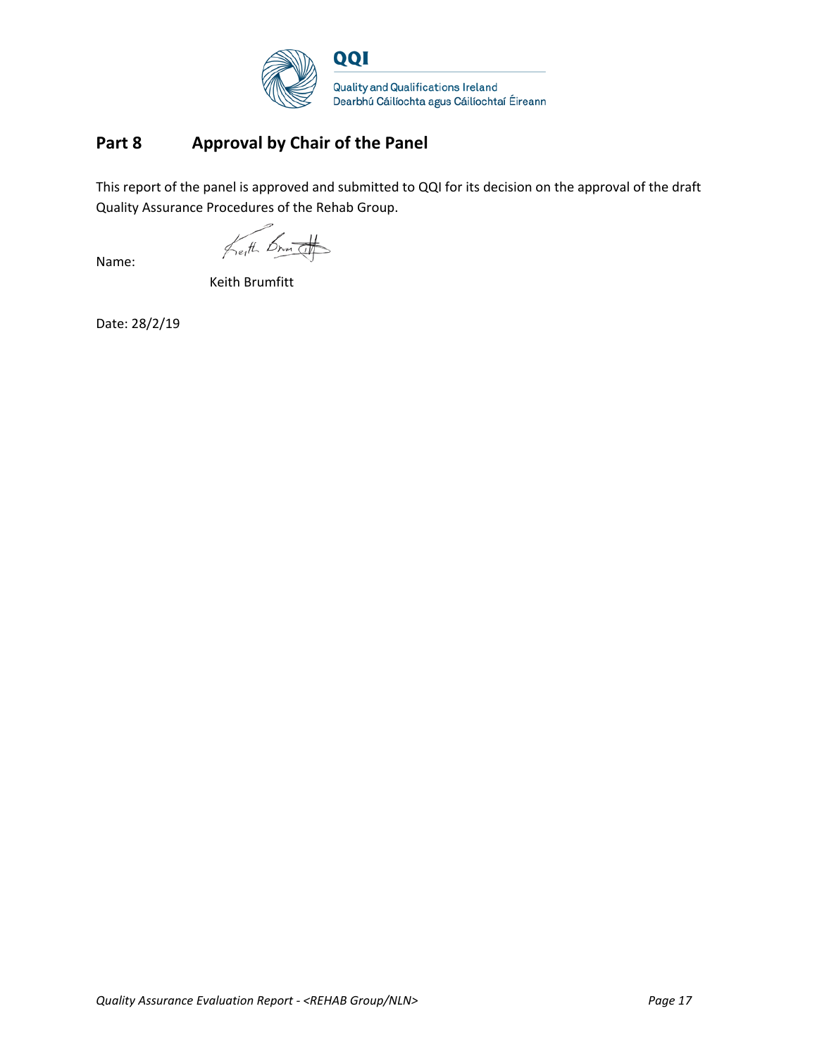## Part 8 Approval by Chair of the Panel

This report of the panel is approved and submitted to QQI for its decision on the approval of the draft Quality Assurance Procedures of the Rehab Group.

Name:

Keith Brumfitt

Date: 28/2/19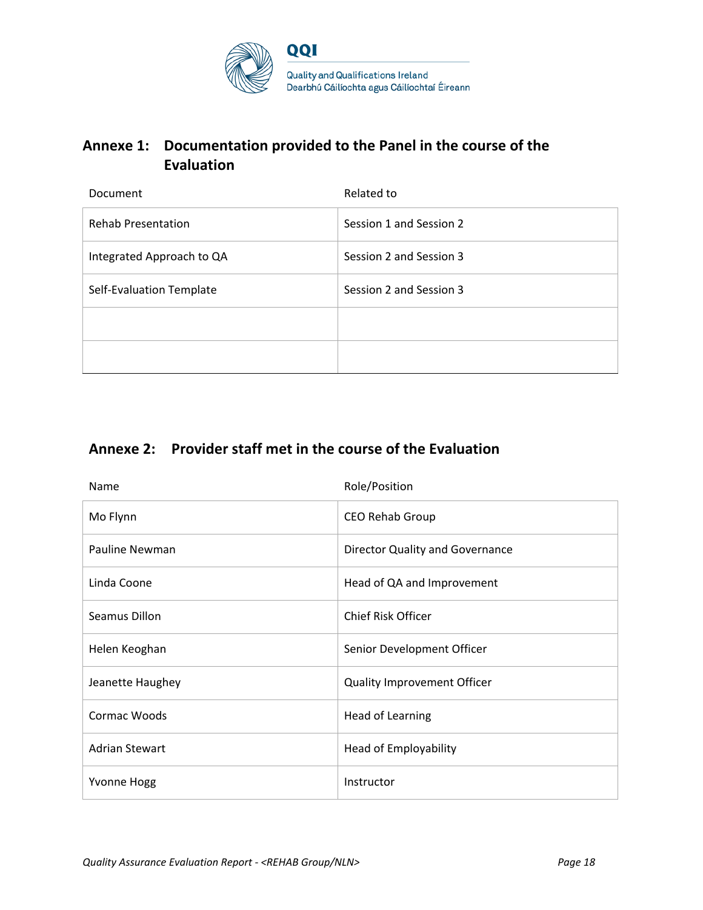## Annexe 1: Documentation provided to the Panel in the course of the Evaluation

| Document | Related to |
|---|---|
| Rehab Presentation | Session 1 and Session 2 |
| Integrated Approach to QA | Session 2 and Session 3 |
| Self-Evaluation Template | Session 2 and Session 3 |
| | |
| | |

## Annexe 2: Provider staff met in the course of the Evaluation

| Name | Role/Position |
|---|---|
| Mo Flynn | CEO Rehab Group |
| Pauline Newman | Director Quality and Governance |
| Linda Coone | Head of QA and Improvement |
| Seamus Dillon | Chief Risk Officer |
| Helen Keoghan | Senior Development Officer |
| Jeanette Haughey | Quality Improvement Officer |
| Cormac Woods | Head of Learning |
| Adrian Stewart | Head of Employability |
| Yvonne Hogg | Instructor |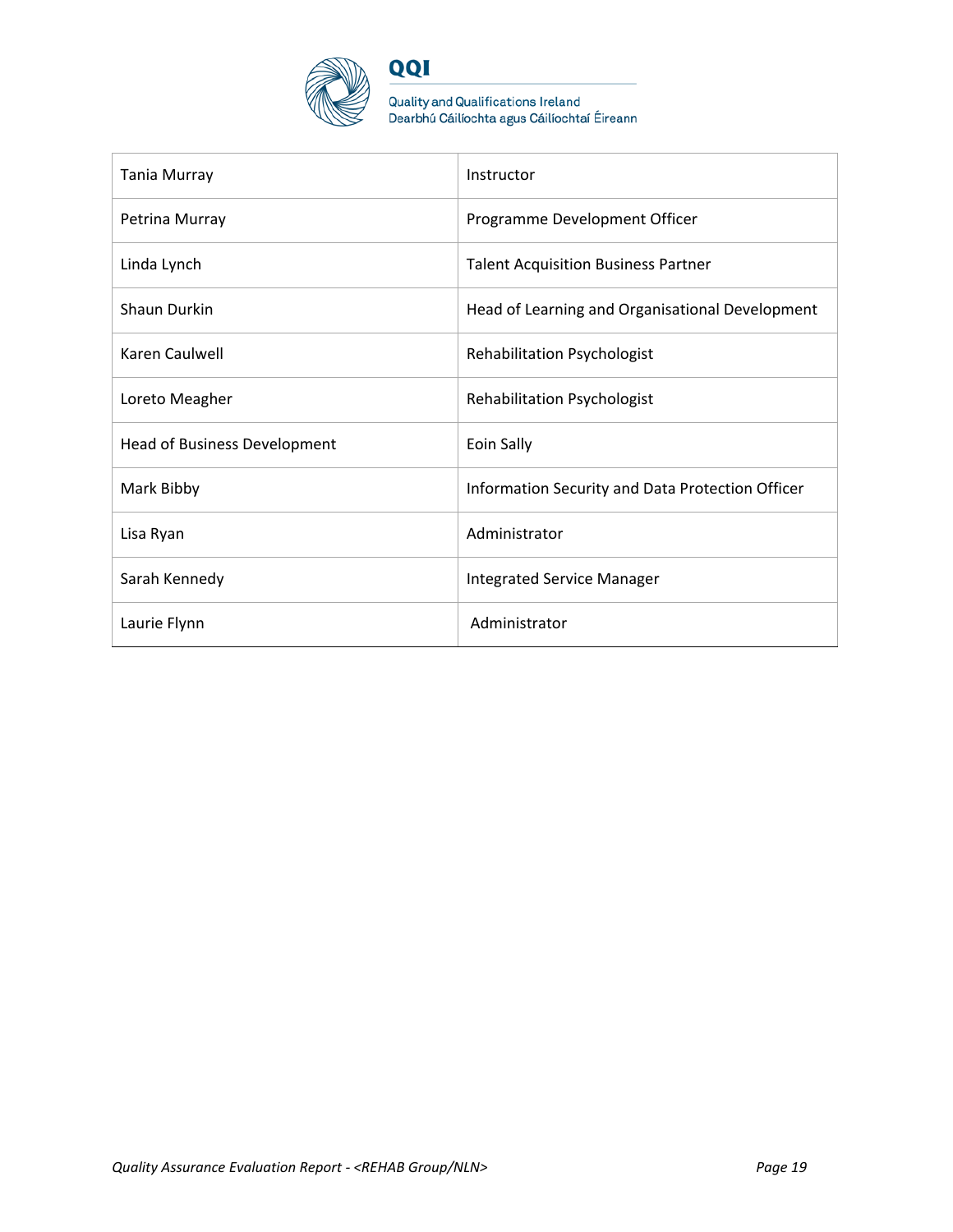| | |
|---|---|
| Tania Murray | Instructor |
| Petrina Murray | Programme Development Officer |
| Linda Lynch | Talent Acquisition Business Partner |
| Shaun Durkin | Head of Learning and Organisational Development |
| Karen Caulwell | Rehabilitation Psychologist |
| Loreto Meagher | Rehabilitation Psychologist |
| Head of Business Development | Eoin Sally |
| Mark Bibby | Information Security and Data Protection Officer |
| Lisa Ryan | Administrator |
| Sarah Kennedy | Integrated Service Manager |
| Laurie Flynn | Administrator |